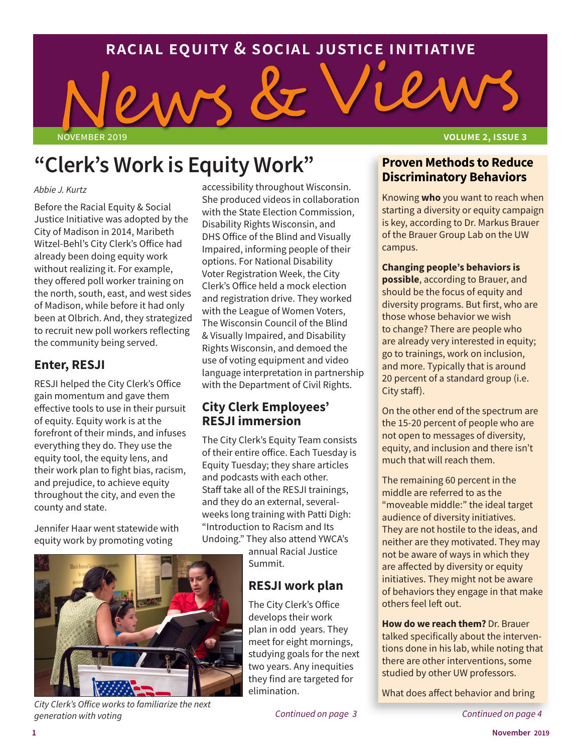# RACIAL EQUITY & SOCIAL JUSTICE INITIATIVE

# News & Views

NOVEMBER 2019 VOLUME 2, ISSUE 3

## "Clerk's Work is Equity Work"

*Abbie J. Kurtz*

Before the Racial Equity & Social Justice Initiative was adopted by the City of Madison in 2014, Maribeth Witzel-Behl's City Clerk's Office had already been doing equity work without realizing it. For example, they offered poll worker training on the north, south, east, and west sides of Madison, while before it had only been at Olbrich. And, they strategized to recruit new poll workers reflecting the community being served.

### Enter, RESJI

RESJI helped the City Clerk's Office gain momentum and gave them effective tools to use in their pursuit of equity. Equity work is at the forefront of their minds, and infuses everything they do. They use the equity tool, the equity lens, and their work plan to fight bias, racism, and prejudice, to achieve equity throughout the city, and even the county and state.

Jennifer Haar went statewide with equity work by promoting voting accessibility throughout Wisconsin. She produced videos in collaboration with the State Election Commission, Disability Rights Wisconsin, and DHS Office of the Blind and Visually Impaired, informing people of their options. For National Disability Voter Registration Week, the City Clerk's Office held a mock election and registration drive. They worked with the League of Women Voters, The Wisconsin Council of the Blind & Visually Impaired, and Disability Rights Wisconsin, and demoed the use of voting equipment and video language interpretation in partnership with the Department of Civil Rights.

*City Clerk's Office works to familiarize the next generation with voting*

### City Clerk Employees' RESJI immersion

The City Clerk's Equity Team consists of their entire office. Each Tuesday is Equity Tuesday; they share articles and podcasts with each other. Staff take all of the RESJI trainings, and they do an external, several-weeks long training with Patti Digh: "Introduction to Racism and Its Undoing." They also attend YWCA's annual Racial Justice Summit.

### RESJI work plan

The City Clerk's Office develops their work plan in odd years. They meet for eight mornings, studying goals for the next two years. Any inequities they find are targeted for elimination.

*Continued on page 3*

## Proven Methods to Reduce Discriminatory Behaviors

Knowing **who** you want to reach when starting a diversity or equity campaign is key, according to Dr. Markus Brauer of the Brauer Group Lab on the UW campus.

**Changing people's behaviors is possible**, according to Brauer, and should be the focus of equity and diversity programs. But first, who are those whose behavior we wish to change? There are people who are already very interested in equity; go to trainings, work on inclusion, and more. Typically that is around 20 percent of a standard group (i.e. City staff).

On the other end of the spectrum are the 15-20 percent of people who are not open to messages of diversity, equity, and inclusion and there isn't much that will reach them.

The remaining 60 percent in the middle are referred to as the "moveable middle:" the ideal target audience of diversity initiatives. They are not hostile to the ideas, and neither are they motivated. They may not be aware of ways in which they are affected by diversity or equity initiatives. They might not be aware of behaviors they engage in that make others feel left out.

**How do we reach them?** Dr. Brauer talked specifically about the interventions done in his lab, while noting that there are other interventions, some studied by other UW professors.

What does affect behavior and bring

*Continued on page 4*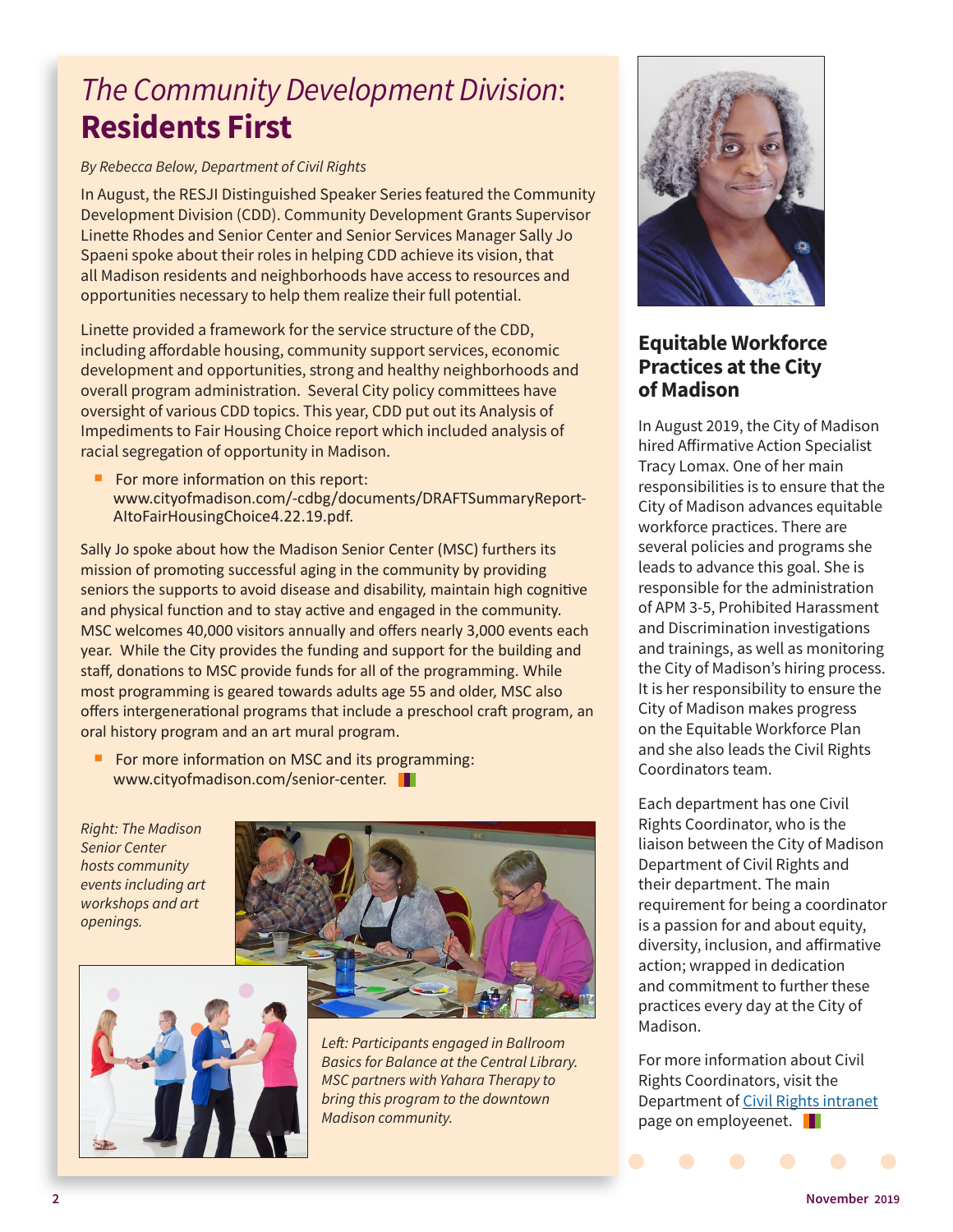# *The Community Development Division*: **Residents First**

*By Rebecca Below, Department of Civil Rights*

In August, the RESJI Distinguished Speaker Series featured the Community Development Division (CDD). Community Development Grants Supervisor Linette Rhodes and Senior Center and Senior Services Manager Sally Jo Spaeni spoke about their roles in helping CDD achieve its vision, that all Madison residents and neighborhoods have access to resources and opportunities necessary to help them realize their full potential.

Linette provided a framework for the service structure of the CDD, including affordable housing, community support services, economic development and opportunities, strong and healthy neighborhoods and overall program administration. Several City policy committees have oversight of various CDD topics. This year, CDD put out its Analysis of Impediments to Fair Housing Choice report which included analysis of racial segregation of opportunity in Madison.

- For more information on this report: www.cityofmadison.com/-cdbg/documents/DRAFTSummaryReport-AItoFairHousingChoice4.22.19.pdf.

Sally Jo spoke about how the Madison Senior Center (MSC) furthers its mission of promoting successful aging in the community by providing seniors the supports to avoid disease and disability, maintain high cognitive and physical function and to stay active and engaged in the community. MSC welcomes 40,000 visitors annually and offers nearly 3,000 events each year. While the City provides the funding and support for the building and staff, donations to MSC provide funds for all of the programming. While most programming is geared towards adults age 55 and older, MSC also offers intergenerational programs that include a preschool craft program, an oral history program and an art mural program.

- For more information on MSC and its programming: www.cityofmadison.com/senior-center.

*Right: The Madison Senior Center hosts community events including art workshops and art openings.*

*Left: Participants engaged in Ballroom Basics for Balance at the Central Library. MSC partners with Yahara Therapy to bring this program to the downtown Madison community.*

## Equitable Workforce Practices at the City of Madison

In August 2019, the City of Madison hired Affirmative Action Specialist Tracy Lomax. One of her main responsibilities is to ensure that the City of Madison advances equitable workforce practices. There are several policies and programs she leads to advance this goal. She is responsible for the administration of APM 3-5, Prohibited Harassment and Discrimination investigations and trainings, as well as monitoring the City of Madison's hiring process. It is her responsibility to ensure the City of Madison makes progress on the Equitable Workforce Plan and she also leads the Civil Rights Coordinators team.

Each department has one Civil Rights Coordinator, who is the liaison between the City of Madison Department of Civil Rights and their department. The main requirement for being a coordinator is a passion for and about equity, diversity, inclusion, and affirmative action; wrapped in dedication and commitment to further these practices every day at the City of Madison.

For more information about Civil Rights Coordinators, visit the Department of Civil Rights intranet page on employeenet.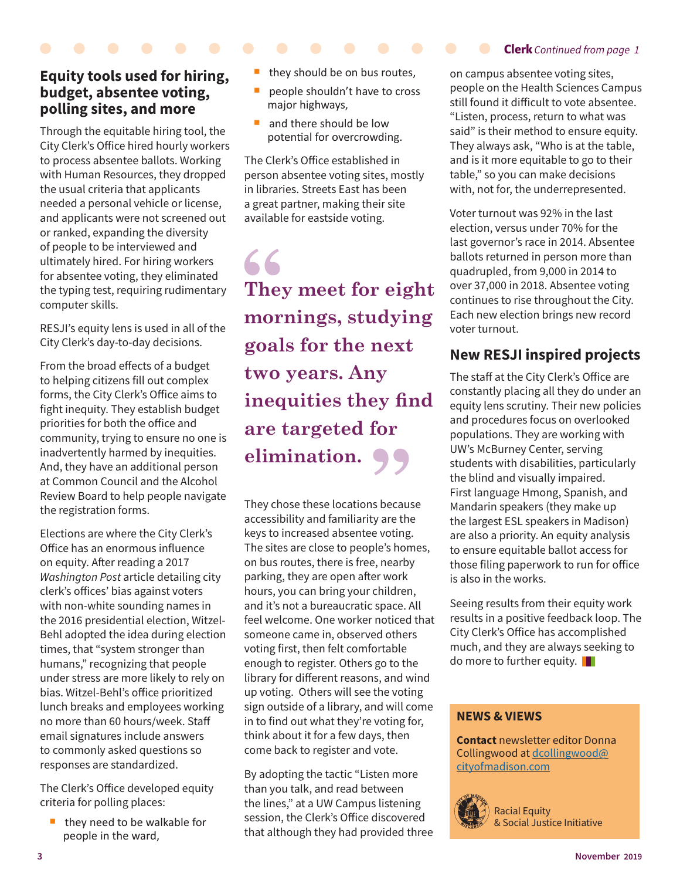## Equity tools used for hiring, budget, absentee voting, polling sites, and more

Through the equitable hiring tool, the City Clerk's Office hired hourly workers to process absentee ballots. Working with Human Resources, they dropped the usual criteria that applicants needed a personal vehicle or license, and applicants were not screened out or ranked, expanding the diversity of people to be interviewed and ultimately hired. For hiring workers for absentee voting, they eliminated the typing test, requiring rudimentary computer skills.

RESJI's equity lens is used in all of the City Clerk's day-to-day decisions.

From the broad effects of a budget to helping citizens fill out complex forms, the City Clerk's Office aims to fight inequity. They establish budget priorities for both the office and community, trying to ensure no one is inadvertently harmed by inequities. And, they have an additional person at Common Council and the Alcohol Review Board to help people navigate the registration forms.

Elections are where the City Clerk's Office has an enormous influence on equity. After reading a 2017 *Washington Post* article detailing city clerk's offices' bias against voters with non-white sounding names in the 2016 presidential election, Witzel-Behl adopted the idea during election times, that "system stronger than humans," recognizing that people under stress are more likely to rely on bias. Witzel-Behl's office prioritized lunch breaks and employees working no more than 60 hours/week. Staff email signatures include answers to commonly asked questions so responses are standardized.

The Clerk's Office developed equity criteria for polling places:

- they need to be walkable for people in the ward,
- they should be on bus routes,
- people shouldn't have to cross major highways,
- and there should be low potential for overcrowding.

The Clerk's Office established in person absentee voting sites, mostly in libraries. Streets East has been a great partner, making their site available for eastside voting.

> **"They meet for eight mornings, studying goals for the next two years. Any inequities they find are targeted for elimination."**

They chose these locations because accessibility and familiarity are the keys to increased absentee voting. The sites are close to people's homes, on bus routes, there is free, nearby parking, they are open after work hours, you can bring your children, and it's not a bureaucratic space. All feel welcome. One worker noticed that someone came in, observed others voting first, then felt comfortable enough to register. Others go to the library for different reasons, and wind up voting. Others will see the voting sign outside of a library, and will come in to find out what they're voting for, think about it for a few days, then come back to register and vote.

By adopting the tactic "Listen more than you talk, and read between the lines," at a UW Campus listening session, the Clerk's Office discovered that although they had provided three

**Clerk** *Continued from page 1*

on campus absentee voting sites, people on the Health Sciences Campus still found it difficult to vote absentee. "Listen, process, return to what was said" is their method to ensure equity. They always ask, "Who is at the table, and is it more equitable to go to their table," so you can make decisions with, not for, the underrepresented.

Voter turnout was 92% in the last election, versus under 70% for the last governor's race in 2014. Absentee ballots returned in person more than quadrupled, from 9,000 in 2014 to over 37,000 in 2018. Absentee voting continues to rise throughout the City. Each new election brings new record voter turnout.

## New RESJI inspired projects

The staff at the City Clerk's Office are constantly placing all they do under an equity lens scrutiny. Their new policies and procedures focus on overlooked populations. They are working with UW's McBurney Center, serving students with disabilities, particularly the blind and visually impaired. First language Hmong, Spanish, and Mandarin speakers (they make up the largest ESL speakers in Madison) are also a priority. An equity analysis to ensure equitable ballot access for those filing paperwork to run for office is also in the works.

Seeing results from their equity work results in a positive feedback loop. The City Clerk's Office has accomplished much, and they are always seeking to do more to further equity.

**NEWS & VIEWS**

**Contact** newsletter editor Donna Collingwood at dcollingwood@cityofmadison.com

Racial Equity & Social Justice Initiative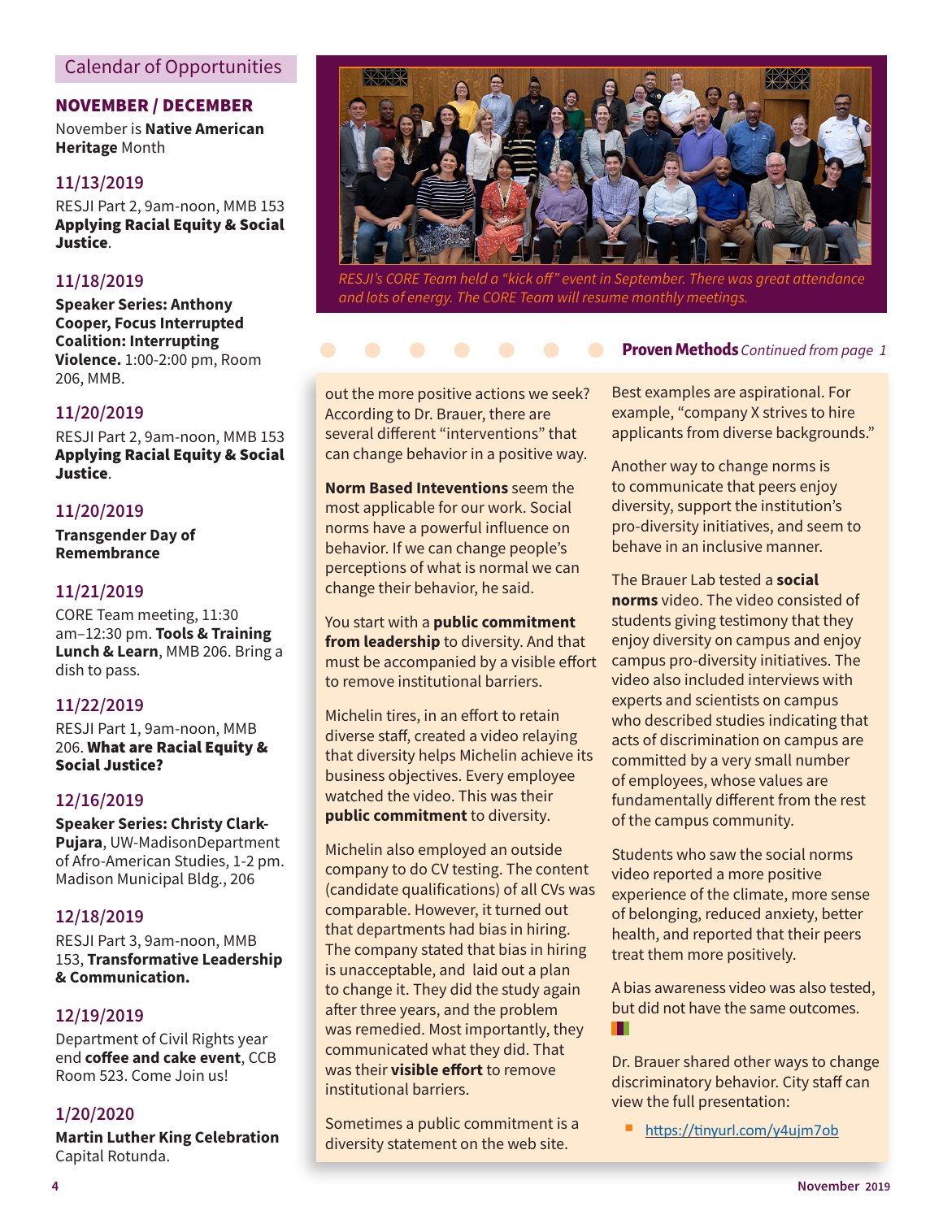## Calendar of Opportunities

### NOVEMBER / DECEMBER

November is **Native American Heritage** Month

### 11/13/2019

RESJI Part 2, 9am-noon, MMB 153 **Applying Racial Equity & Social Justice**.

### 11/18/2019

**Speaker Series: Anthony Cooper, Focus Interrupted Coalition: Interrupting Violence.** 1:00-2:00 pm, Room 206, MMB.

### 11/20/2019

RESJI Part 2, 9am-noon, MMB 153 **Applying Racial Equity & Social Justice**.

### 11/20/2019

**Transgender Day of Remembrance**

### 11/21/2019

CORE Team meeting, 11:30 am–12:30 pm. **Tools & Training Lunch & Learn**, MMB 206. Bring a dish to pass.

### 11/22/2019

RESJI Part 1, 9am-noon, MMB 206. **What are Racial Equity & Social Justice?**

### 12/16/2019

**Speaker Series: Christy Clark-Pujara**, UW-MadisonDepartment of Afro-American Studies, 1-2 pm. Madison Municipal Bldg., 206

### 12/18/2019

RESJI Part 3, 9am-noon, MMB 153, **Transformative Leadership & Communication.**

### 12/19/2019

Department of Civil Rights year end **coffee and cake event**, CCB Room 523. Come Join us!

### 1/20/2020

**Martin Luther King Celebration** Capital Rotunda.

*RESJI's CORE Team held a "kick off" event in September. There was great attendance and lots of energy. The CORE Team will resume monthly meetings.*

**Proven Methods** *Continued from page 1*

out the more positive actions we seek? According to Dr. Brauer, there are several different "interventions" that can change behavior in a positive way.

**Norm Based Inteventions** seem the most applicable for our work. Social norms have a powerful influence on behavior. If we can change people's perceptions of what is normal we can change their behavior, he said.

You start with a **public commitment from leadership** to diversity. And that must be accompanied by a visible effort to remove institutional barriers.

Michelin tires, in an effort to retain diverse staff, created a video relaying that diversity helps Michelin achieve its business objectives. Every employee watched the video. This was their **public commitment** to diversity.

Michelin also employed an outside company to do CV testing. The content (candidate qualifications) of all CVs was comparable. However, it turned out that departments had bias in hiring. The company stated that bias in hiring is unacceptable, and laid out a plan to change it. They did the study again after three years, and the problem was remedied. Most importantly, they communicated what they did. That was their **visible effort** to remove institutional barriers.

Sometimes a public commitment is a diversity statement on the web site. Best examples are aspirational. For example, "company X strives to hire applicants from diverse backgrounds."

Another way to change norms is to communicate that peers enjoy diversity, support the institution's pro-diversity initiatives, and seem to behave in an inclusive manner.

The Brauer Lab tested a **social norms** video. The video consisted of students giving testimony that they enjoy diversity on campus and enjoy campus pro-diversity initiatives. The video also included interviews with experts and scientists on campus who described studies indicating that acts of discrimination on campus are committed by a very small number of employees, whose values are fundamentally different from the rest of the campus community.

Students who saw the social norms video reported a more positive experience of the climate, more sense of belonging, reduced anxiety, better health, and reported that their peers treat them more positively.

A bias awareness video was also tested, but did not have the same outcomes.

Dr. Brauer shared other ways to change discriminatory behavior. City staff can view the full presentation:

- https://tinyurl.com/y4ujm7ob